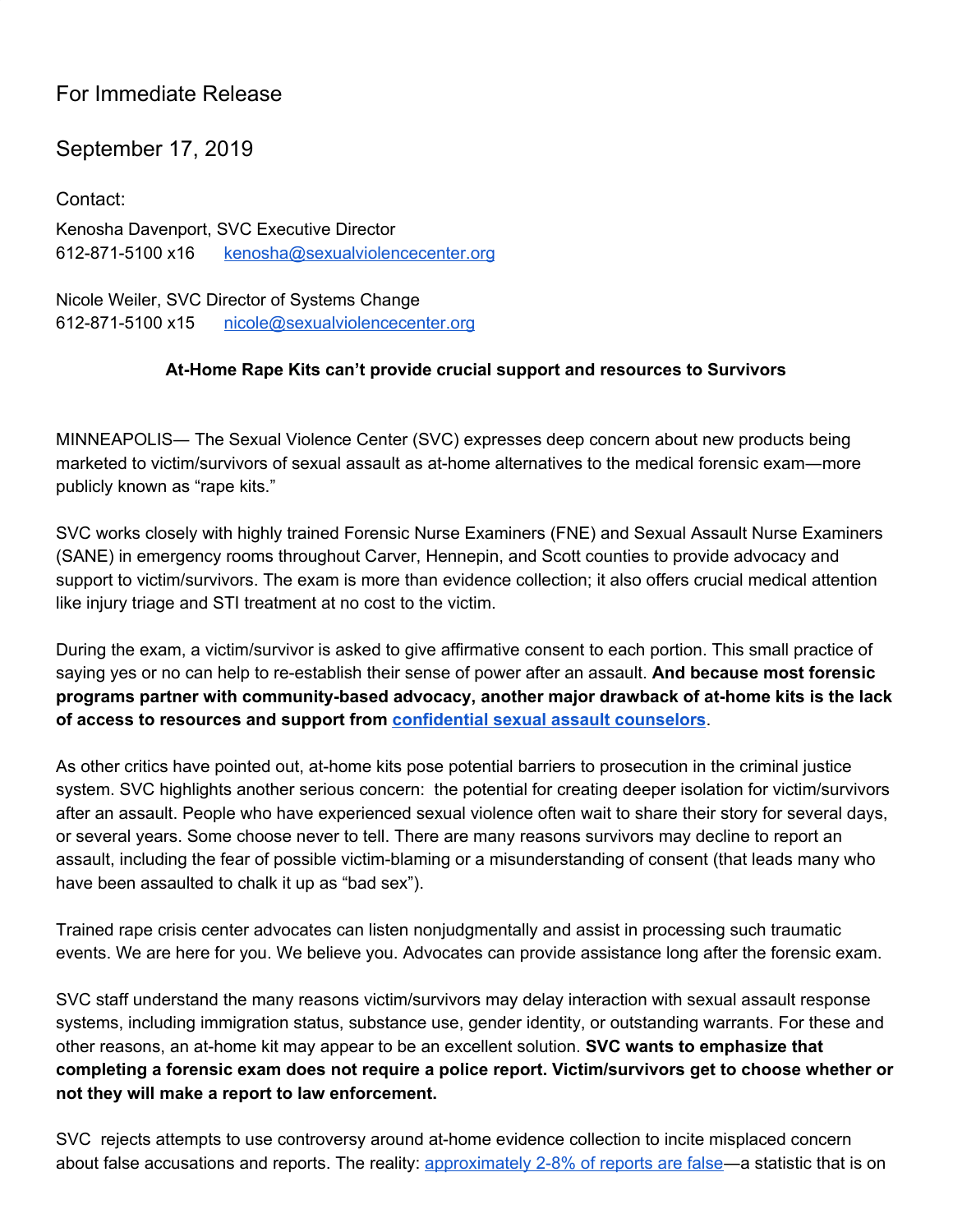For Immediate Release

September 17, 2019

Contact:

Kenosha Davenport, SVC Executive Director
612-871-5100 x16 [kenosha@sexualviolencecenter.org](mailto:kenosha@sexualviolencecenter.org)

Nicole Weiler, SVC Director of Systems Change
612-871-5100 x15 [nicole@sexualviolencecenter.org](mailto:nicole@sexualviolencecenter.org)

**At-Home Rape Kits can't provide crucial support and resources to Survivors**

MINNEAPOLIS— The Sexual Violence Center (SVC) expresses deep concern about new products being marketed to victim/survivors of sexual assault as at-home alternatives to the medical forensic exam—more publicly known as "rape kits."

SVC works closely with highly trained Forensic Nurse Examiners (FNE) and Sexual Assault Nurse Examiners (SANE) in emergency rooms throughout Carver, Hennepin, and Scott counties to provide advocacy and support to victim/survivors. The exam is more than evidence collection; it also offers crucial medical attention like injury triage and STI treatment at no cost to the victim.

During the exam, a victim/survivor is asked to give affirmative consent to each portion. This small practice of saying yes or no can help to re-establish their sense of power after an assault. **And because most forensic programs partner with community-based advocacy, another major drawback of at-home kits is the lack of access to resources and support from confidential sexual assault counselors**.

As other critics have pointed out, at-home kits pose potential barriers to prosecution in the criminal justice system. SVC highlights another serious concern: the potential for creating deeper isolation for victim/survivors after an assault. People who have experienced sexual violence often wait to share their story for several days, or several years. Some choose never to tell. There are many reasons survivors may decline to report an assault, including the fear of possible victim-blaming or a misunderstanding of consent (that leads many who have been assaulted to chalk it up as "bad sex").

Trained rape crisis center advocates can listen nonjudgmentally and assist in processing such traumatic events. We are here for you. We believe you. Advocates can provide assistance long after the forensic exam.

SVC staff understand the many reasons victim/survivors may delay interaction with sexual assault response systems, including immigration status, substance use, gender identity, or outstanding warrants. For these and other reasons, an at-home kit may appear to be an excellent solution. **SVC wants to emphasize that completing a forensic exam does not require a police report. Victim/survivors get to choose whether or not they will make a report to law enforcement.**

SVC rejects attempts to use controversy around at-home evidence collection to incite misplaced concern about false accusations and reports. The reality: approximately 2-8% of reports are false—a statistic that is on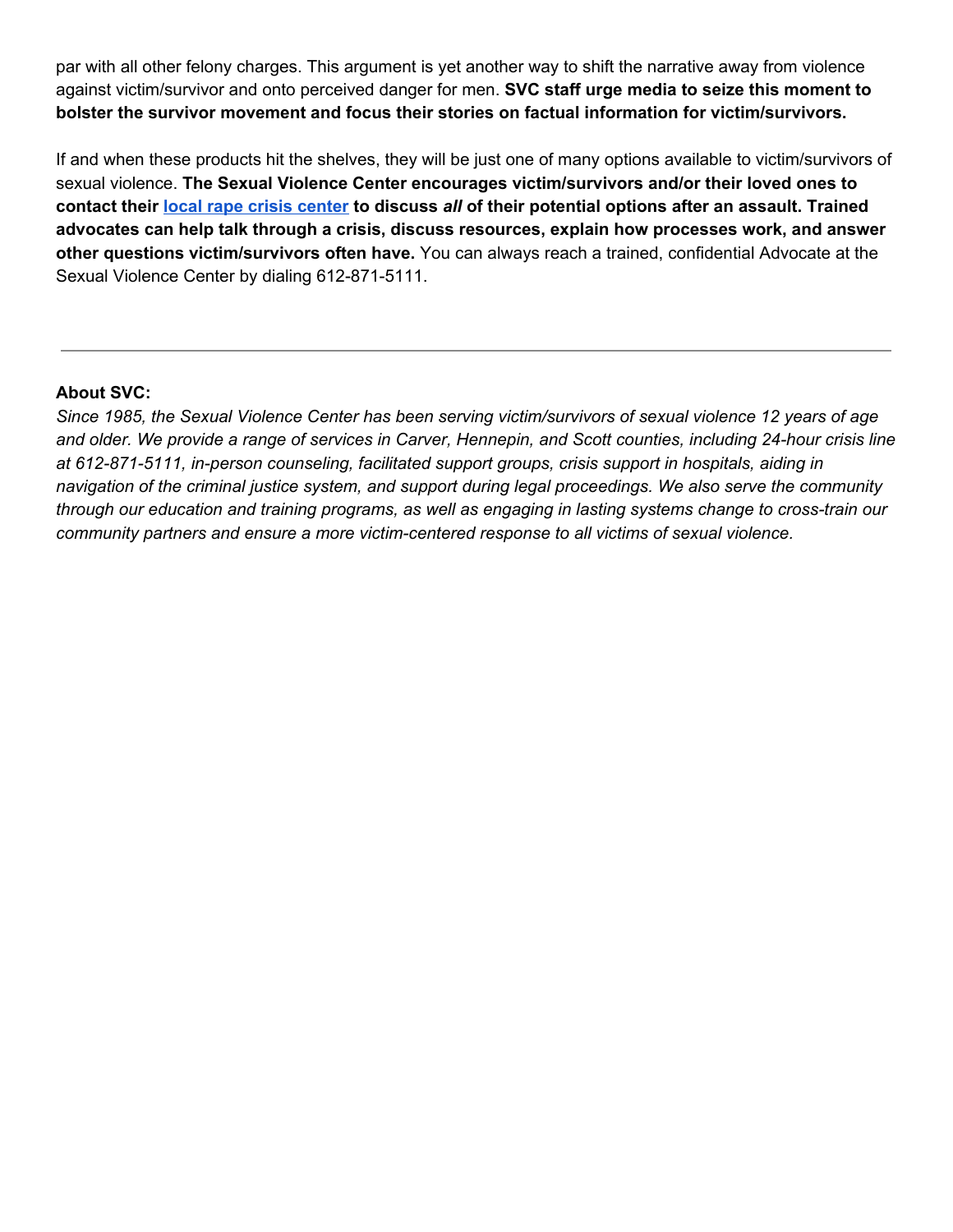par with all other felony charges. This argument is yet another way to shift the narrative away from violence against victim/survivor and onto perceived danger for men. **SVC staff urge media to seize this moment to bolster the survivor movement and focus their stories on factual information for victim/survivors.**

If and when these products hit the shelves, they will be just one of many options available to victim/survivors of sexual violence. **The Sexual Violence Center encourages victim/survivors and/or their loved ones to contact their local rape crisis center to discuss *all* of their potential options after an assault. Trained advocates can help talk through a crisis, discuss resources, explain how processes work, and answer other questions victim/survivors often have.** You can always reach a trained, confidential Advocate at the Sexual Violence Center by dialing 612-871-5111.

---

**About SVC:**

*Since 1985, the Sexual Violence Center has been serving victim/survivors of sexual violence 12 years of age and older. We provide a range of services in Carver, Hennepin, and Scott counties, including 24-hour crisis line at 612-871-5111, in-person counseling, facilitated support groups, crisis support in hospitals, aiding in navigation of the criminal justice system, and support during legal proceedings. We also serve the community through our education and training programs, as well as engaging in lasting systems change to cross-train our community partners and ensure a more victim-centered response to all victims of sexual violence.*